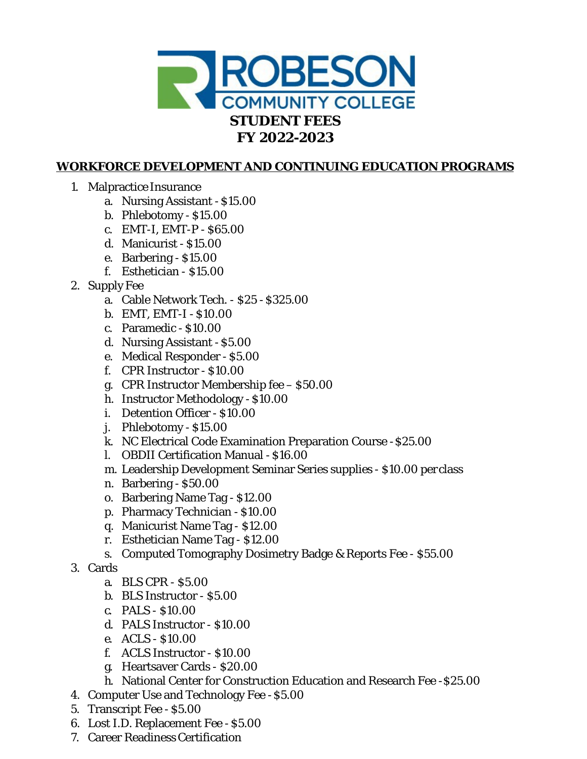# ROBESON COMMUNITY COLLEGE

# STUDENT FEES
# FY 2022-2023

## WORKFORCE DEVELOPMENT AND CONTINUING EDUCATION PROGRAMS

1. Malpractice Insurance
   a. Nursing Assistant - $15.00
   b. Phlebotomy - $15.00
   c. EMT-I, EMT-P - $65.00
   d. Manicurist - $15.00
   e. Barbering - $15.00
   f. Esthetician - $15.00
2. Supply Fee
   a. Cable Network Tech. - $25 - $325.00
   b. EMT, EMT-I - $10.00
   c. Paramedic - $10.00
   d. Nursing Assistant - $5.00
   e. Medical Responder - $5.00
   f. CPR Instructor - $10.00
   g. CPR Instructor Membership fee – $50.00
   h. Instructor Methodology - $10.00
   i. Detention Officer - $10.00
   j. Phlebotomy - $15.00
   k. NC Electrical Code Examination Preparation Course - $25.00
   l. OBDII Certification Manual - $16.00
   m. Leadership Development Seminar Series supplies - $10.00 per class
   n. Barbering - $50.00
   o. Barbering Name Tag - $12.00
   p. Pharmacy Technician - $10.00
   q. Manicurist Name Tag - $12.00
   r. Esthetician Name Tag - $12.00
   s. Computed Tomography Dosimetry Badge & Reports Fee - $55.00
3. Cards
   a. BLS CPR - $5.00
   b. BLS Instructor - $5.00
   c. PALS - $10.00
   d. PALS Instructor - $10.00
   e. ACLS - $10.00
   f. ACLS Instructor - $10.00
   g. Heartsaver Cards - $20.00
   h. National Center for Construction Education and Research Fee - $25.00
4. Computer Use and Technology Fee - $5.00
5. Transcript Fee - $5.00
6. Lost I.D. Replacement Fee - $5.00
7. Career Readiness Certification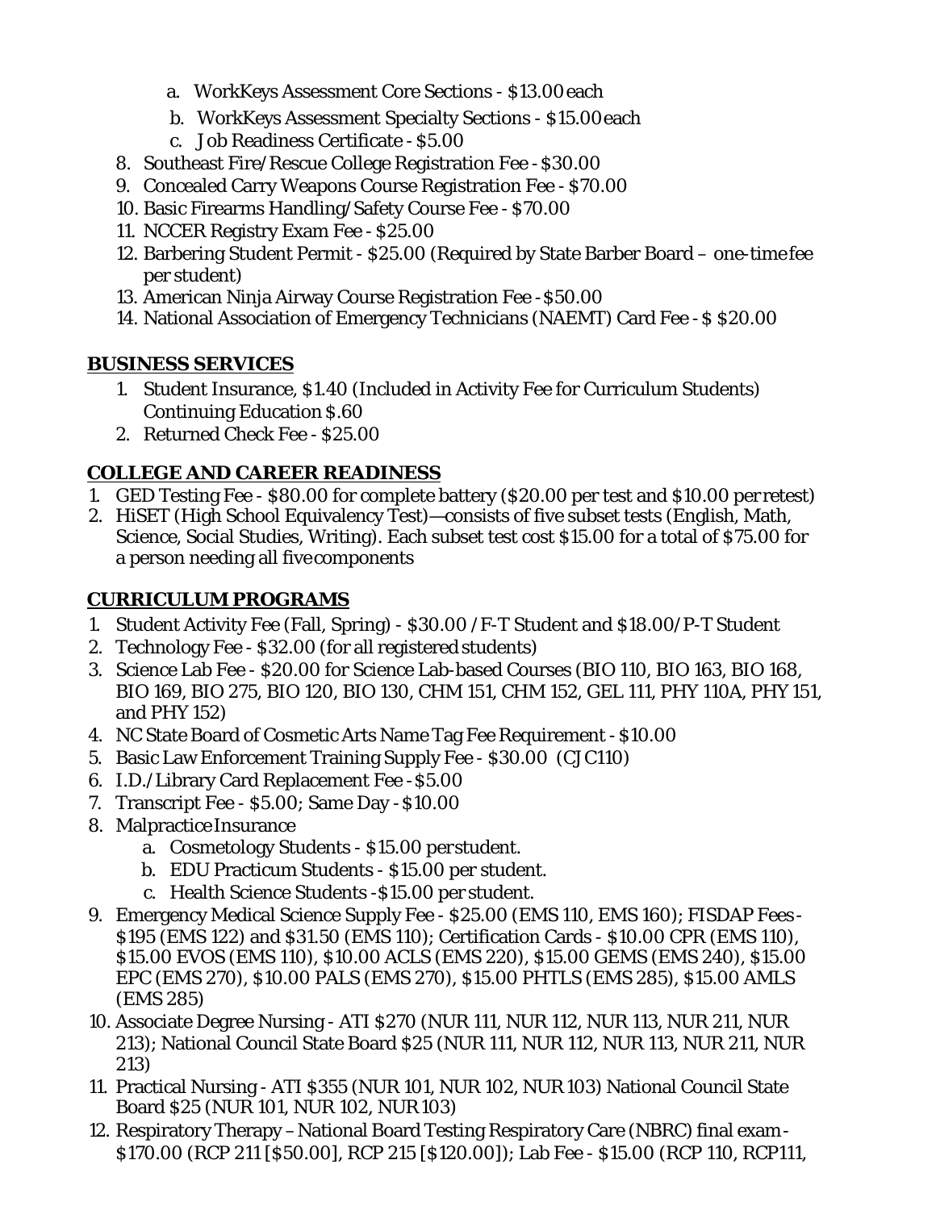a. WorkKeys Assessment Core Sections - $13.00 each
   b. WorkKeys Assessment Specialty Sections - $15.00 each
   c. Job Readiness Certificate - $5.00
8. Southeast Fire/Rescue College Registration Fee - $30.00
9. Concealed Carry Weapons Course Registration Fee - $70.00
10. Basic Firearms Handling/Safety Course Fee - $70.00
11. NCCER Registry Exam Fee - $25.00
12. Barbering Student Permit - $25.00 (Required by State Barber Board – one-time fee per student)
13. American Ninja Airway Course Registration Fee - $50.00
14. National Association of Emergency Technicians (NAEMT) Card Fee - $ $20.00

**BUSINESS SERVICES**

1. Student Insurance, $1.40 (Included in Activity Fee for Curriculum Students) Continuing Education $.60
2. Returned Check Fee - $25.00

**COLLEGE AND CAREER READINESS**

1. GED Testing Fee - $80.00 for complete battery ($20.00 per test and $10.00 per retest)
2. HiSET (High School Equivalency Test)—consists of five subset tests (English, Math, Science, Social Studies, Writing). Each subset test cost $15.00 for a total of $75.00 for a person needing all five components

**CURRICULUM PROGRAMS**

1. Student Activity Fee (Fall, Spring) - $30.00 /F-T Student and $18.00/P-T Student
2. Technology Fee - $32.00 (for all registered students)
3. Science Lab Fee - $20.00 for Science Lab-based Courses (BIO 110, BIO 163, BIO 168, BIO 169, BIO 275, BIO 120, BIO 130, CHM 151, CHM 152, GEL 111, PHY 110A, PHY 151, and PHY 152)
4. NC State Board of Cosmetic Arts Name Tag Fee Requirement - $10.00
5. Basic Law Enforcement Training Supply Fee - $30.00 (CJC110)
6. I.D./Library Card Replacement Fee - $5.00
7. Transcript Fee - $5.00; Same Day - $10.00
8. Malpractice Insurance
   a. Cosmetology Students - $15.00 per student.
   b. EDU Practicum Students - $15.00 per student.
   c. Health Science Students -$15.00 per student.
9. Emergency Medical Science Supply Fee - $25.00 (EMS 110, EMS 160); FISDAP Fees - $195 (EMS 122) and $31.50 (EMS 110); Certification Cards - $10.00 CPR (EMS 110), $15.00 EVOS (EMS 110), $10.00 ACLS (EMS 220), $15.00 GEMS (EMS 240), $15.00 EPC (EMS 270), $10.00 PALS (EMS 270), $15.00 PHTLS (EMS 285), $15.00 AMLS (EMS 285)
10. Associate Degree Nursing - ATI $270 (NUR 111, NUR 112, NUR 113, NUR 211, NUR 213); National Council State Board $25 (NUR 111, NUR 112, NUR 113, NUR 211, NUR 213)
11. Practical Nursing - ATI $355 (NUR 101, NUR 102, NUR 103) National Council State Board $25 (NUR 101, NUR 102, NUR 103)
12. Respiratory Therapy – National Board Testing Respiratory Care (NBRC) final exam - $170.00 (RCP 211 [$50.00], RCP 215 [$120.00]); Lab Fee - $15.00 (RCP 110, RCP111,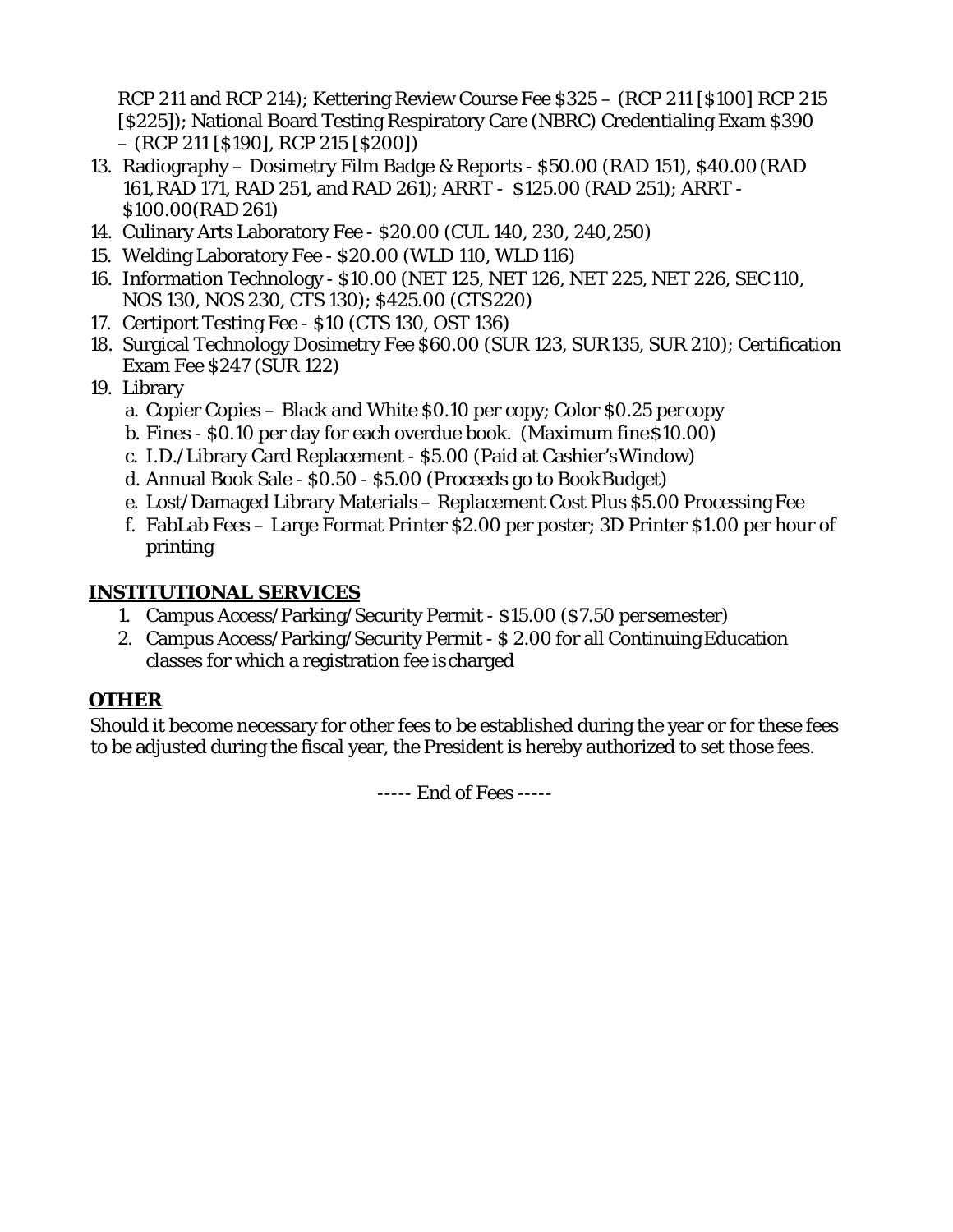RCP 211 and RCP 214); Kettering Review Course Fee $325 – (RCP 211 [$100] RCP 215 [$225]); National Board Testing Respiratory Care (NBRC) Credentialing Exam $390 – (RCP 211 [$190], RCP 215 [$200])

13. Radiography – Dosimetry Film Badge & Reports - $50.00 (RAD 151), $40.00 (RAD 161, RAD 171, RAD 251, and RAD 261); ARRT - $125.00 (RAD 251); ARRT - $100.00(RAD 261)
14. Culinary Arts Laboratory Fee - $20.00 (CUL 140, 230, 240, 250)
15. Welding Laboratory Fee - $20.00 (WLD 110, WLD 116)
16. Information Technology - $10.00 (NET 125, NET 126, NET 225, NET 226, SEC 110, NOS 130, NOS 230, CTS 130); $425.00 (CTS 220)
17. Certiport Testing Fee - $10 (CTS 130, OST 136)
18. Surgical Technology Dosimetry Fee $60.00 (SUR 123, SUR 135, SUR 210); Certification Exam Fee $247 (SUR 122)
19. Library
    a. Copier Copies – Black and White $0.10 per copy; Color $0.25 per copy
    b. Fines - $0.10 per day for each overdue book. (Maximum fine $10.00)
    c. I.D./Library Card Replacement - $5.00 (Paid at Cashier's Window)
    d. Annual Book Sale - $0.50 - $5.00 (Proceeds go to Book Budget)
    e. Lost/Damaged Library Materials – Replacement Cost Plus $5.00 Processing Fee
    f. FabLab Fees – Large Format Printer $2.00 per poster; 3D Printer $1.00 per hour of printing

## INSTITUTIONAL SERVICES

1. Campus Access/Parking/Security Permit - $15.00 ($7.50 per semester)
2. Campus Access/Parking/Security Permit - $ 2.00 for all Continuing Education classes for which a registration fee is charged

## OTHER

Should it become necessary for other fees to be established during the year or for these fees to be adjusted during the fiscal year, the President is hereby authorized to set those fees.

----- End of Fees -----